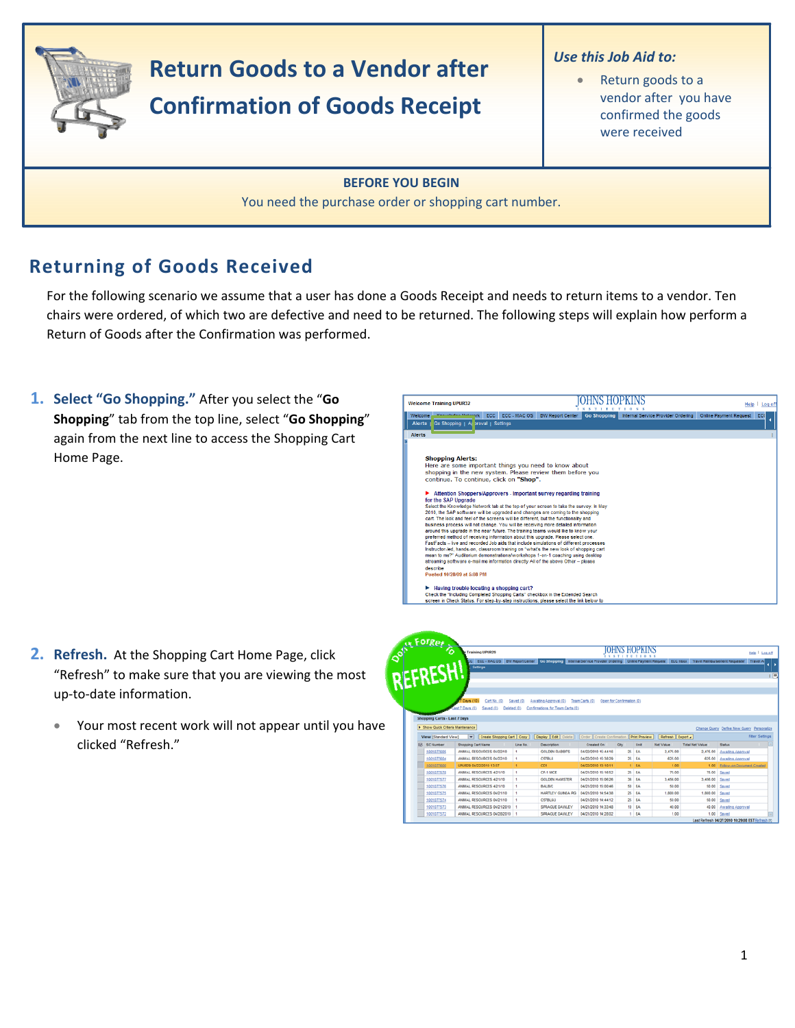# Return Goods to a Vendor after Confirmation of Goods Receipt

***Use this Job Aid to:***

- Return goods to a vendor after you have confirmed the goods were received

**BEFORE YOU BEGIN**

You need the purchase order or shopping cart number.

## Returning of Goods Received

For the following scenario we assume that a user has done a Goods Receipt and needs to return items to a vendor. Ten chairs were ordered, of which two are defective and need to be returned. The following steps will explain how perform a Return of Goods after the Confirmation was performed.

1. **Select "Go Shopping."** After you select the "**Go Shopping**" tab from the top line, select "**Go Shopping**" again from the next line to access the Shopping Cart Home Page.

2. **Refresh.** At the Shopping Cart Home Page, click "Refresh" to make sure that you are viewing the most up-to-date information.
   - Your most recent work will not appear until you have clicked "Refresh."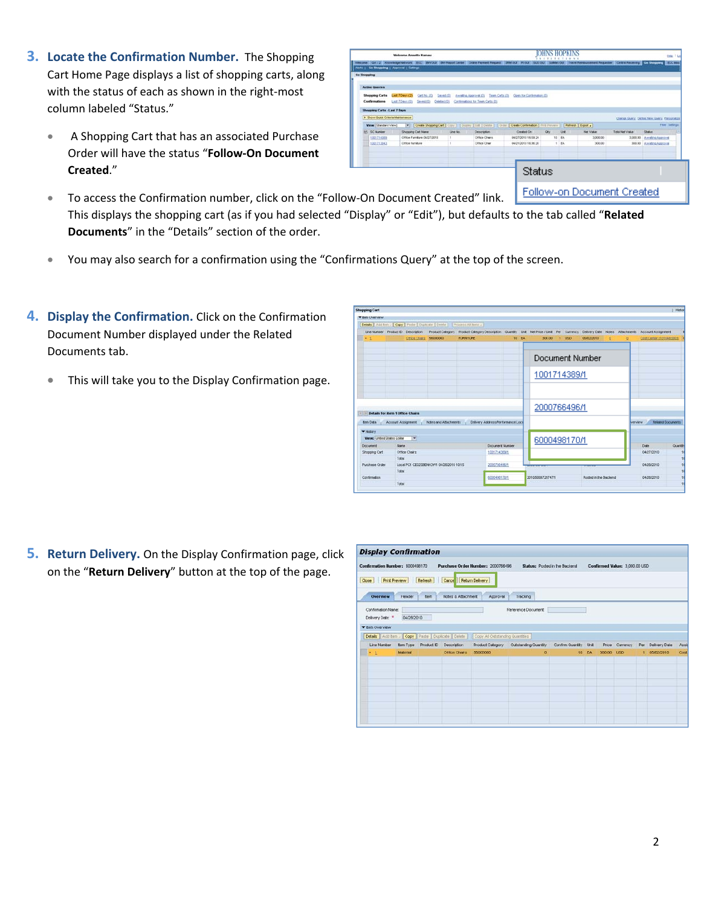3. **Locate the Confirmation Number.** The Shopping Cart Home Page displays a list of shopping carts, along with the status of each as shown in the right-most column labeled "Status."

   - A Shopping Cart that has an associated Purchase Order will have the status "**Follow-On Document Created**."
   - To access the Confirmation number, click on the "Follow-On Document Created" link. This displays the shopping cart (as if you had selected "Display" or "Edit"), but defaults to the tab called "**Related Documents**" in the "Details" section of the order.
   - You may also search for a confirmation using the "Confirmations Query" at the top of the screen.

4. **Display the Confirmation.** Click on the Confirmation Document Number displayed under the Related Documents tab.

   - This will take you to the Display Confirmation page.

5. **Return Delivery.** On the Display Confirmation page, click on the "**Return Delivery**" button at the top of the page.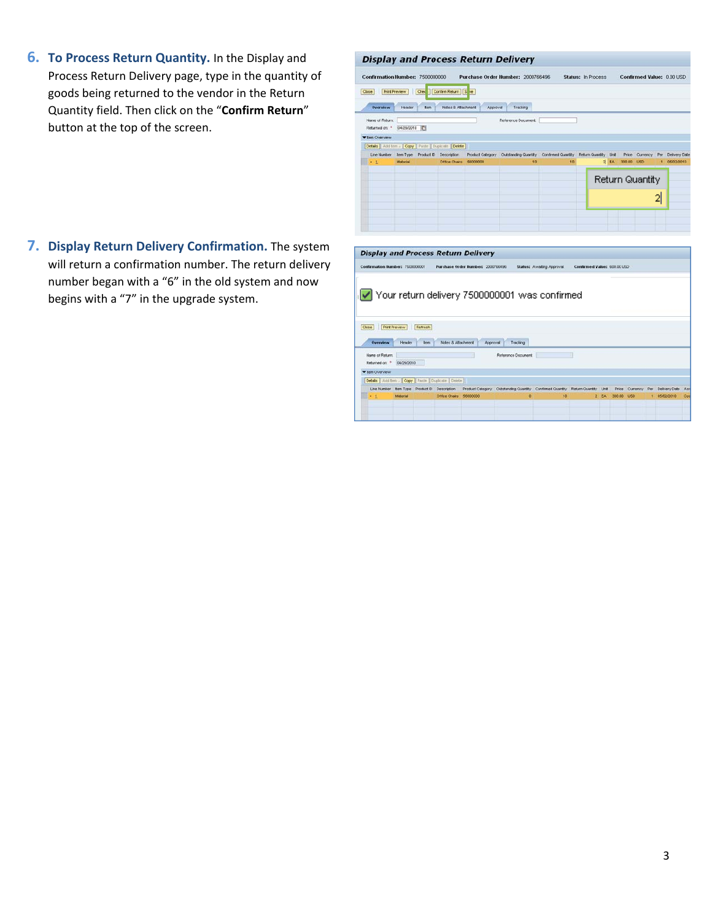6. **To Process Return Quantity.** In the Display and Process Return Delivery page, type in the quantity of goods being returned to the vendor in the Return Quantity field. Then click on the "**Confirm Return**" button at the top of the screen.

7. **Display Return Delivery Confirmation.** The system will return a confirmation number. The return delivery number began with a "6" in the old system and now begins with a "7" in the upgrade system.